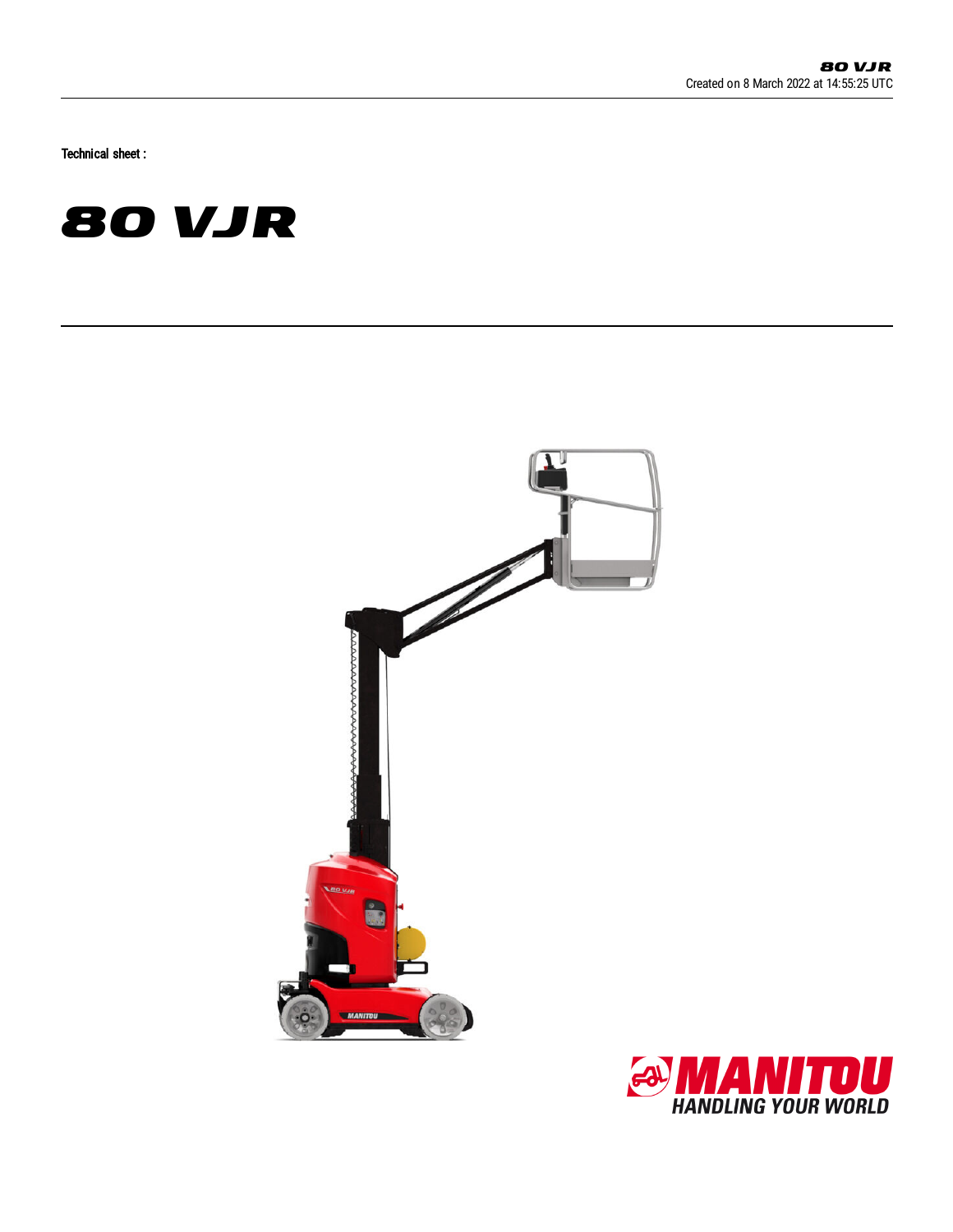Technical sheet :

# 80 VJR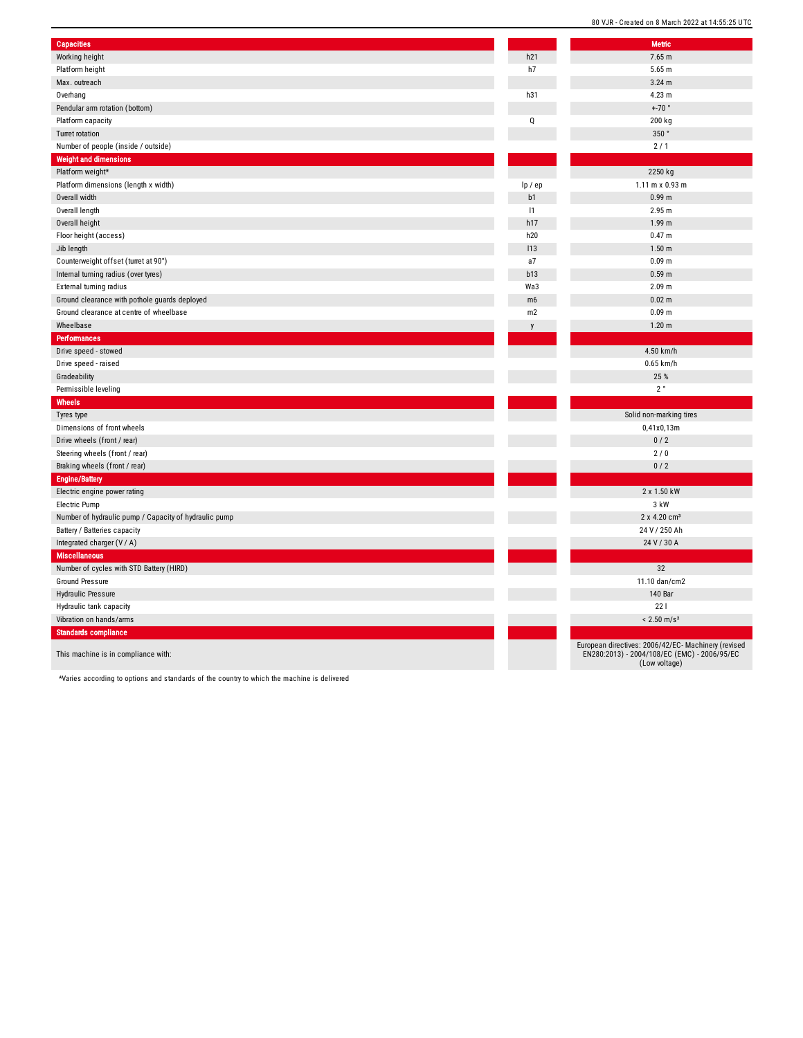| Capacities | | Metric |
|---|---|---|
| Working height | h21 | 7.65 m |
| Platform height | h7 | 5.65 m |
| Max. outreach | | 3.24 m |
| Overhang | h31 | 4.23 m |
| Pendular arm rotation (bottom) | | +-70 ° |
| Platform capacity | Q | 200 kg |
| Turret rotation | | 350 ° |
| Number of people (inside / outside) | | 2 / 1 |
| **Weight and dimensions** | | |
| Platform weight* | | 2250 kg |
| Platform dimensions (length x width) | lp / ep | 1.11 m x 0.93 m |
| Overall width | b1 | 0.99 m |
| Overall length | l1 | 2.95 m |
| Overall height | h17 | 1.99 m |
| Floor height (access) | h20 | 0.47 m |
| Jib length | l13 | 1.50 m |
| Counterweight offset (turret at 90°) | a7 | 0.09 m |
| Internal turning radius (over tyres) | b13 | 0.59 m |
| External turning radius | Wa3 | 2.09 m |
| Ground clearance with pothole guards deployed | m6 | 0.02 m |
| Ground clearance at centre of wheelbase | m2 | 0.09 m |
| Wheelbase | y | 1.20 m |
| **Performances** | | |
| Drive speed - stowed | | 4.50 km/h |
| Drive speed - raised | | 0.65 km/h |
| Gradeability | | 25 % |
| Permissible leveling | | 2 ° |
| **Wheels** | | |
| Tyres type | | Solid non-marking tires |
| Dimensions of front wheels | | 0,41x0,13m |
| Drive wheels (front / rear) | | 0 / 2 |
| Steering wheels (front / rear) | | 2 / 0 |
| Braking wheels (front / rear) | | 0 / 2 |
| **Engine/Battery** | | |
| Electric engine power rating | | 2 x 1.50 kW |
| Electric Pump | | 3 kW |
| Number of hydraulic pump / Capacity of hydraulic pump | | 2 x 4.20 cm³ |
| Battery / Batteries capacity | | 24 V / 250 Ah |
| Integrated charger (V / A) | | 24 V / 30 A |
| **Miscellaneous** | | |
| Number of cycles with STD Battery (HIRD) | | 32 |
| Ground Pressure | | 11.10 dan/cm2 |
| Hydraulic Pressure | | 140 Bar |
| Hydraulic tank capacity | | 22 l |
| Vibration on hands/arms | | < 2.50 m/s² |
| **Standards compliance** | | |
| This machine is in compliance with: | | European directives: 2006/42/EC- Machinery (revised EN280:2013) - 2004/108/EC (EMC) - 2006/95/EC (Low voltage) |

*Varies according to options and standards of the country to which the machine is delivered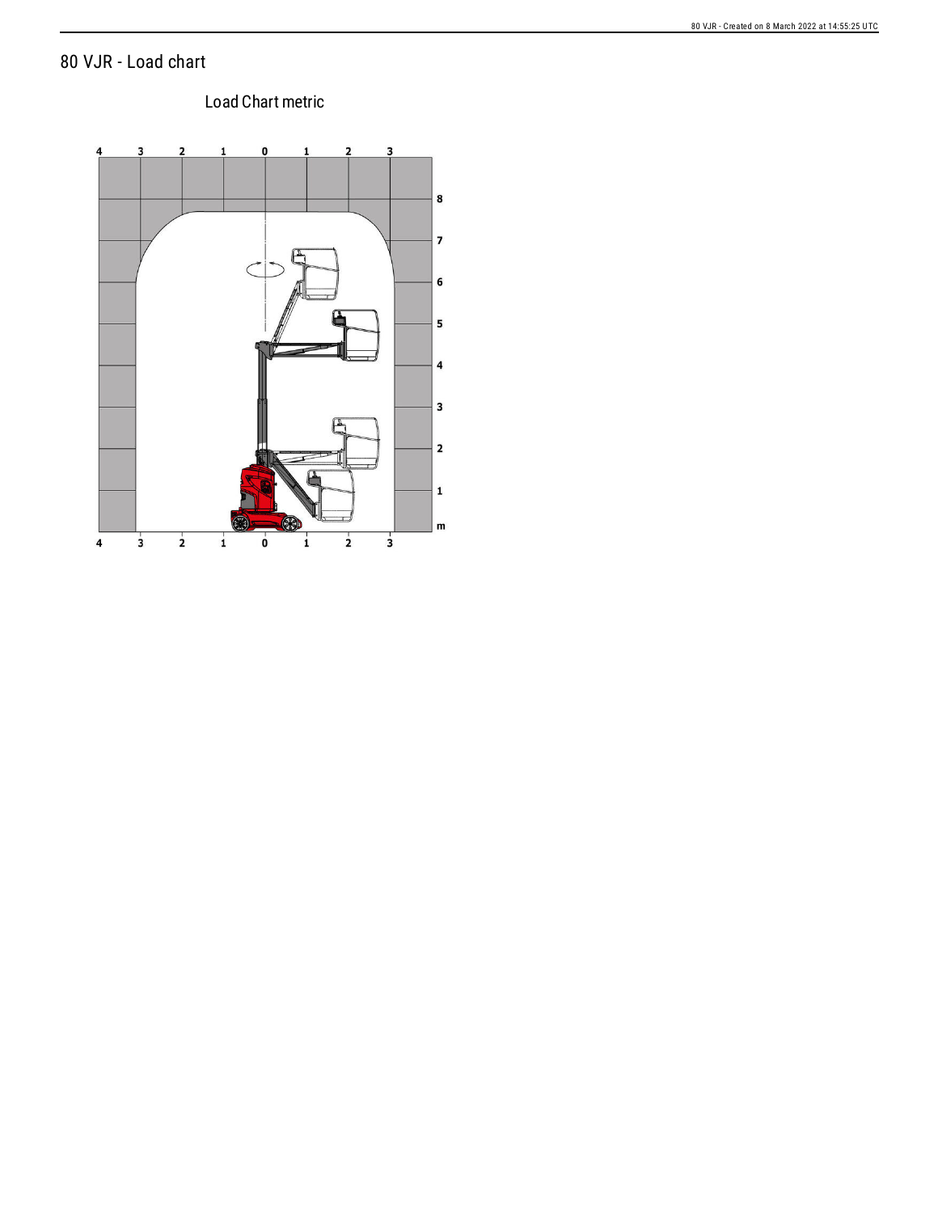# 80 VJR - Load chart

Load Chart metric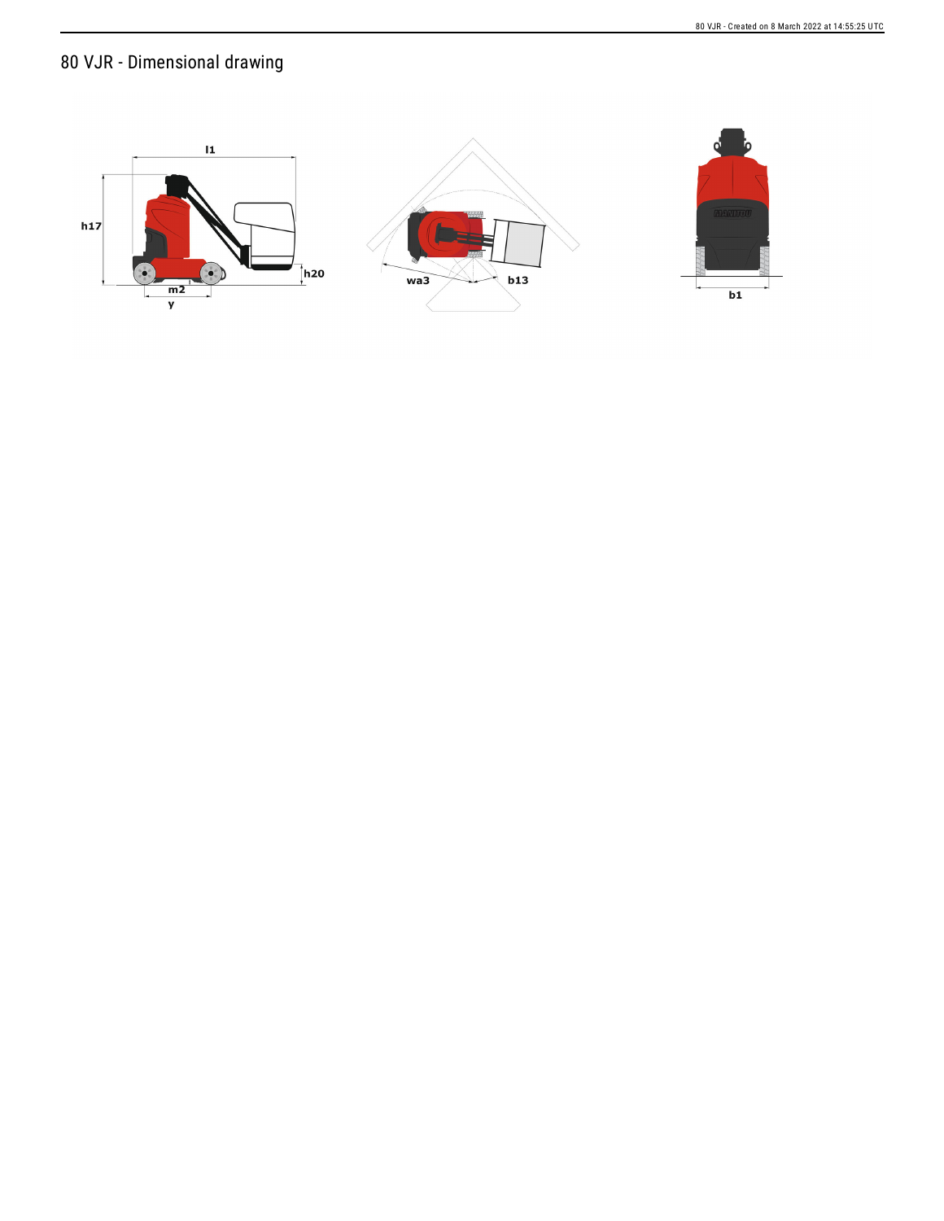# 80 VJR - Dimensional drawing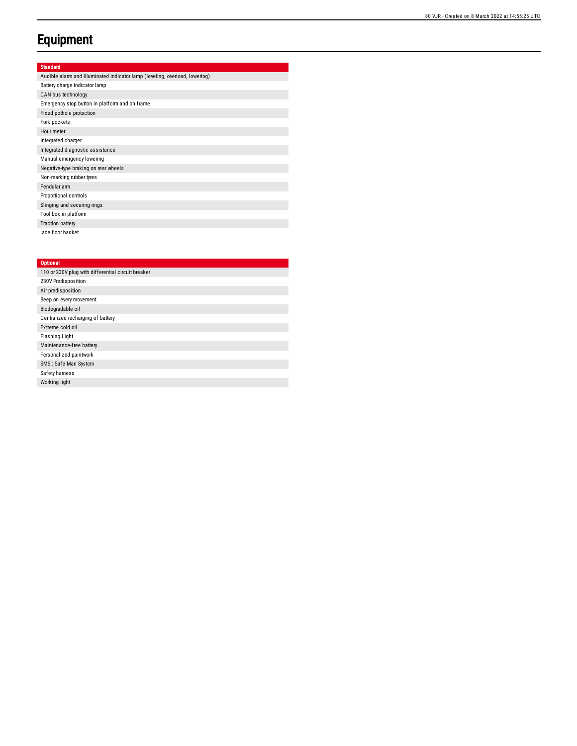# Equipment

| Standard |
|---|
| Audible alarm and illuminated indicator lamp (leveling, overload, lowering) |
| Battery charge indicator lamp |
| CAN bus technology |
| Emergency stop button in platform and on frame |
| Fixed pothole protection |
| Fork pockets |
| Hour meter |
| Integrated charger |
| Integrated diagnostic assistance |
| Manual emergency lowering |
| Negative-type braking on rear wheels |
| Non-marking rubber tyres |
| Pendular arm |
| Proportional controls |
| Slinging and securing rings |
| Tool box in platform |
| Traction battery |
| lace floor basket |

| Optional |
|---|
| 110 or 230V plug with differential circuit breaker |
| 230V Predisposition |
| Air predisposition |
| Beep on every movement |
| Biodegradable oil |
| Centralized recharging of battery |
| Extreme cold oil |
| Flashing Light |
| Maintenance-free battery |
| Personalized paintwork |
| SMS : Safe Man System |
| Safety harness |
| Working light |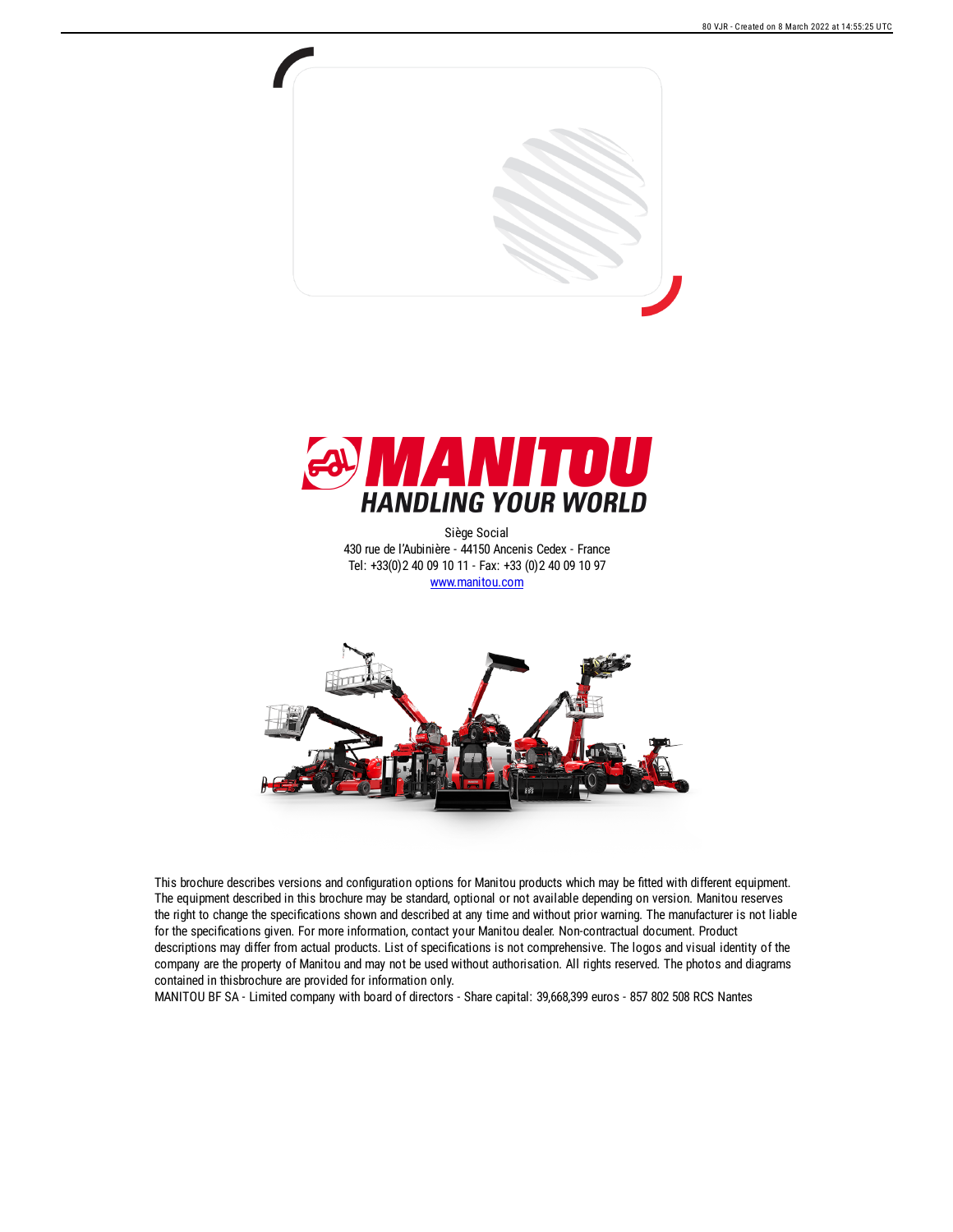MANITOU
HANDLING YOUR WORLD

Siège Social
430 rue de l'Aubinière - 44150 Ancenis Cedex - France
Tel: +33(0)2 40 09 10 11 - Fax: +33 (0)2 40 09 10 97
www.manitou.com

This brochure describes versions and configuration options for Manitou products which may be fitted with different equipment. The equipment described in this brochure may be standard, optional or not available depending on version. Manitou reserves the right to change the specifications shown and described at any time and without prior warning. The manufacturer is not liable for the specifications given. For more information, contact your Manitou dealer. Non-contractual document. Product descriptions may differ from actual products. List of specifications is not comprehensive. The logos and visual identity of the company are the property of Manitou and may not be used without authorisation. All rights reserved. The photos and diagrams contained in thisbrochure are provided for information only.
MANITOU BF SA - Limited company with board of directors - Share capital: 39,668,399 euros - 857 802 508 RCS Nantes